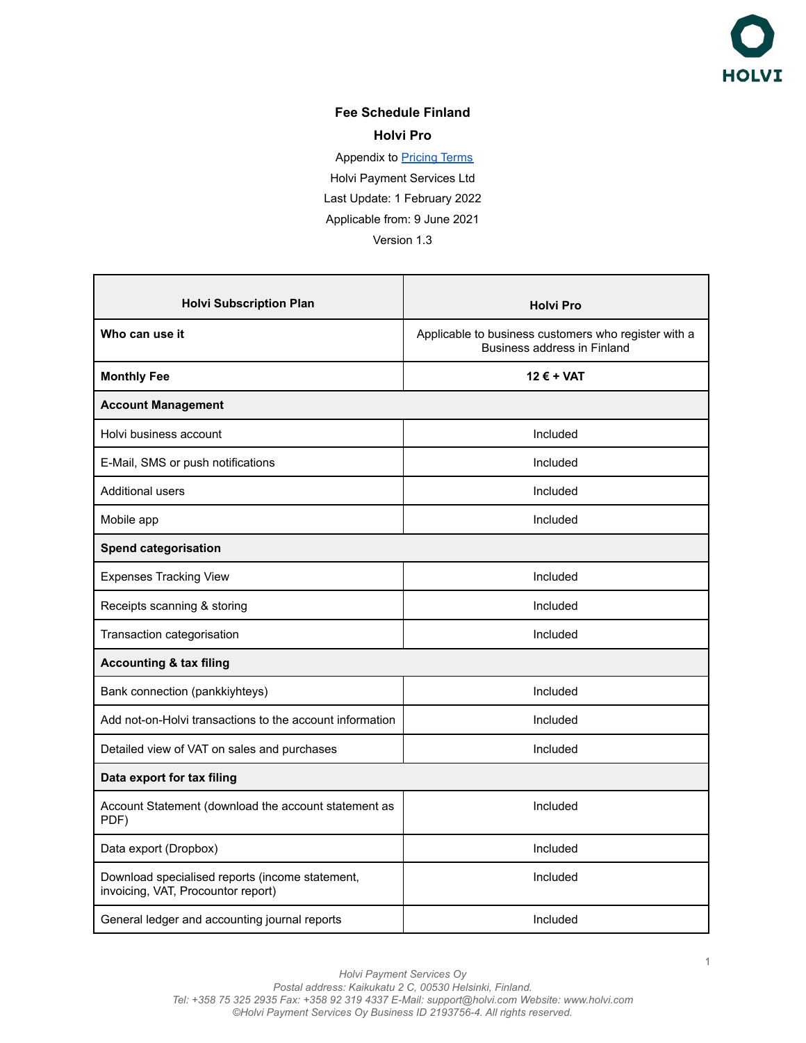# Fee Schedule Finland

## Holvi Pro

Appendix to [Pricing Terms](Pricing Terms)

Holvi Payment Services Ltd

Last Update: 1 February 2022

Applicable from: 9 June 2021

Version 1.3

| Holvi Subscription Plan | Holvi Pro |
|---|---|
| **Who can use it** | Applicable to business customers who register with a Business address in Finland |
| **Monthly Fee** | **12 € + VAT** |
| **Account Management** | |
| Holvi business account | Included |
| E-Mail, SMS or push notifications | Included |
| Additional users | Included |
| Mobile app | Included |
| **Spend categorisation** | |
| Expenses Tracking View | Included |
| Receipts scanning & storing | Included |
| Transaction categorisation | Included |
| **Accounting & tax filing** | |
| Bank connection (pankkiyhteys) | Included |
| Add not-on-Holvi transactions to the account information | Included |
| Detailed view of VAT on sales and purchases | Included |
| **Data export for tax filing** | |
| Account Statement (download the account statement as PDF) | Included |
| Data export (Dropbox) | Included |
| Download specialised reports (income statement, invoicing, VAT, Procountor report) | Included |
| General ledger and accounting journal reports | Included |

*Holvi Payment Services Oy*
*Postal address: Kaikukatu 2 C, 00530 Helsinki, Finland.*
*Tel: +358 75 325 2935 Fax: +358 92 319 4337 E-Mail: support@holvi.com Website: www.holvi.com*
*©Holvi Payment Services Oy Business ID 2193756-4. All rights reserved.*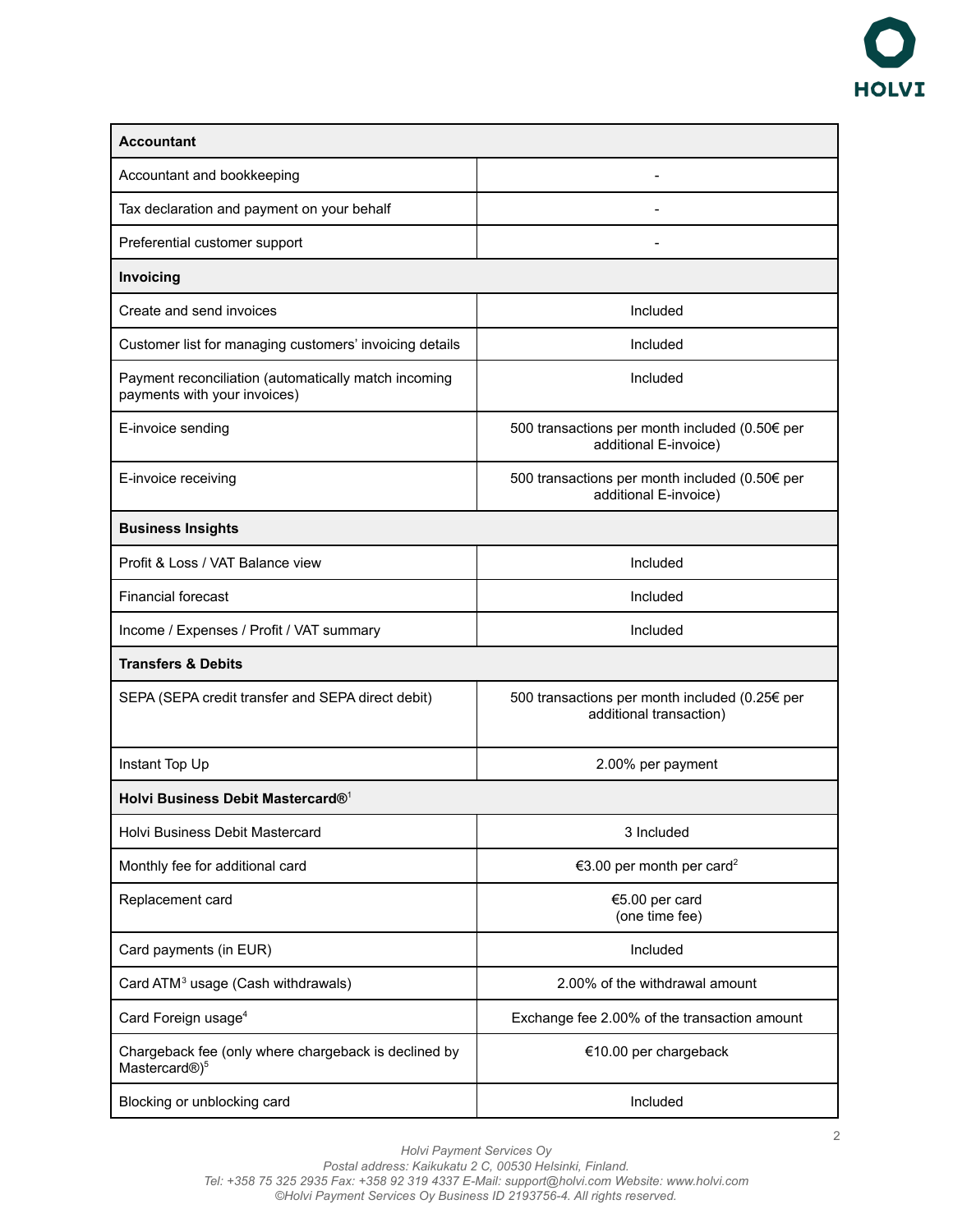| Accountant | |
|---|---|
| Accountant and bookkeeping | - |
| Tax declaration and payment on your behalf | - |
| Preferential customer support | - |
| **Invoicing** | |
| Create and send invoices | Included |
| Customer list for managing customers' invoicing details | Included |
| Payment reconciliation (automatically match incoming payments with your invoices) | Included |
| E-invoice sending | 500 transactions per month included (0.50€ per additional E-invoice) |
| E-invoice receiving | 500 transactions per month included (0.50€ per additional E-invoice) |
| **Business Insights** | |
| Profit & Loss / VAT Balance view | Included |
| Financial forecast | Included |
| Income / Expenses / Profit / VAT summary | Included |
| **Transfers & Debits** | |
| SEPA (SEPA credit transfer and SEPA direct debit) | 500 transactions per month included (0.25€ per additional transaction) |
| Instant Top Up | 2.00% per payment |
| **Holvi Business Debit Mastercard®**[1] | |
| Holvi Business Debit Mastercard | 3 Included |
| Monthly fee for additional card | €3.00 per month per card[2] |
| Replacement card | €5.00 per card (one time fee) |
| Card payments (in EUR) | Included |
| Card ATM[3] usage (Cash withdrawals) | 2.00% of the withdrawal amount |
| Card Foreign usage[4] | Exchange fee 2.00% of the transaction amount |
| Chargeback fee (only where chargeback is declined by Mastercard®)[5] | €10.00 per chargeback |
| Blocking or unblocking card | Included |

*Holvi Payment Services Oy*
*Postal address: Kaikukatu 2 C, 00530 Helsinki, Finland.*
*Tel: +358 75 325 2935 Fax: +358 92 319 4337 E-Mail: support@holvi.com Website: www.holvi.com*
*©Holvi Payment Services Oy Business ID 2193756-4. All rights reserved.*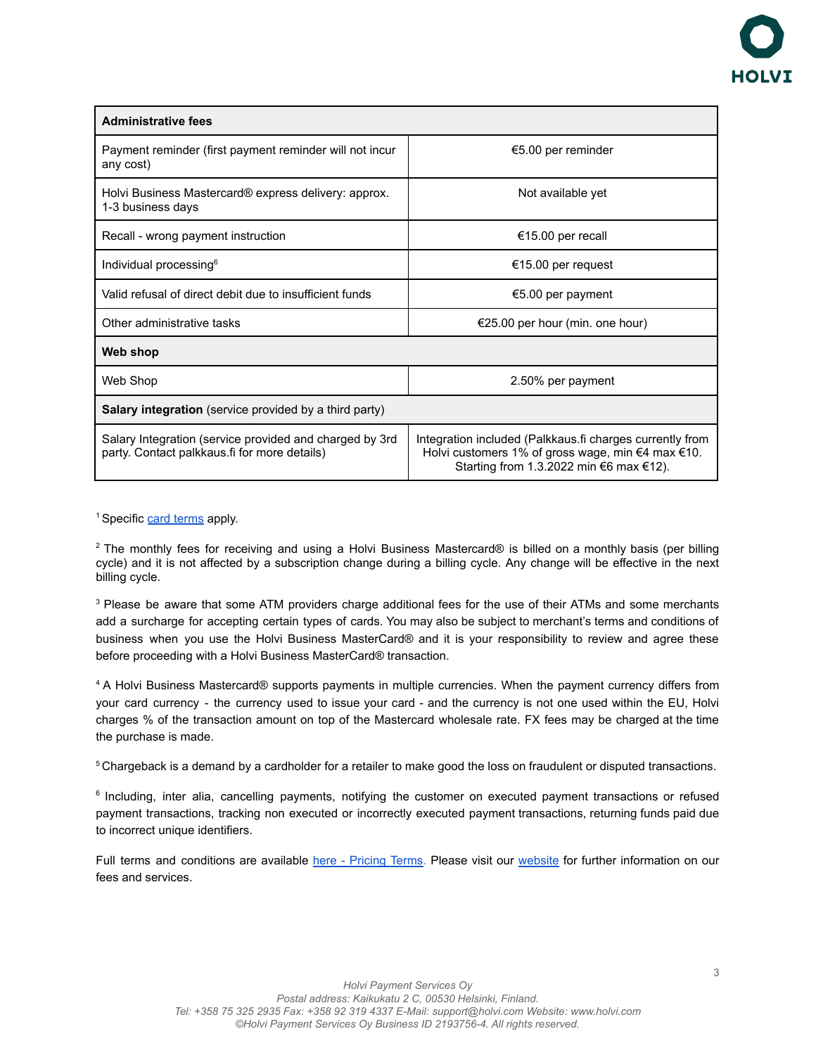| | |
|---|---|
| **Administrative fees** | |
| Payment reminder (first payment reminder will not incur any cost) | €5.00 per reminder |
| Holvi Business Mastercard® express delivery: approx. 1-3 business days | Not available yet |
| Recall - wrong payment instruction | €15.00 per recall |
| Individual processing[6] | €15.00 per request |
| Valid refusal of direct debit due to insufficient funds | €5.00 per payment |
| Other administrative tasks | €25.00 per hour (min. one hour) |
| **Web shop** | |
| Web Shop | 2.50% per payment |
| **Salary integration** (service provided by a third party) | |
| Salary Integration (service provided and charged by 3rd party. Contact palkkaus.fi for more details) | Integration included (Palkkaus.fi charges currently from Holvi customers 1% of gross wage, min €4 max €10. Starting from 1.3.2022 min €6 max €12). |

[1] Specific card terms apply.

[2] The monthly fees for receiving and using a Holvi Business Mastercard® is billed on a monthly basis (per billing cycle) and it is not affected by a subscription change during a billing cycle. Any change will be effective in the next billing cycle.

[3] Please be aware that some ATM providers charge additional fees for the use of their ATMs and some merchants add a surcharge for accepting certain types of cards. You may also be subject to merchant's terms and conditions of business when you use the Holvi Business MasterCard® and it is your responsibility to review and agree these before proceeding with a Holvi Business MasterCard® transaction.

[4] A Holvi Business Mastercard® supports payments in multiple currencies. When the payment currency differs from your card currency - the currency used to issue your card - and the currency is not one used within the EU, Holvi charges % of the transaction amount on top of the Mastercard wholesale rate. FX fees may be charged at the time the purchase is made.

[5] Chargeback is a demand by a cardholder for a retailer to make good the loss on fraudulent or disputed transactions.

[6] Including, inter alia, cancelling payments, notifying the customer on executed payment transactions or refused payment transactions, tracking non executed or incorrectly executed payment transactions, returning funds paid due to incorrect unique identifiers.

Full terms and conditions are available here - Pricing Terms. Please visit our website for further information on our fees and services.

*Holvi Payment Services Oy*
*Postal address: Kaikukatu 2 C, 00530 Helsinki, Finland.*
*Tel: +358 75 325 2935 Fax: +358 92 319 4337 E-Mail: support@holvi.com Website: www.holvi.com*
*©Holvi Payment Services Oy Business ID 2193756-4. All rights reserved.*